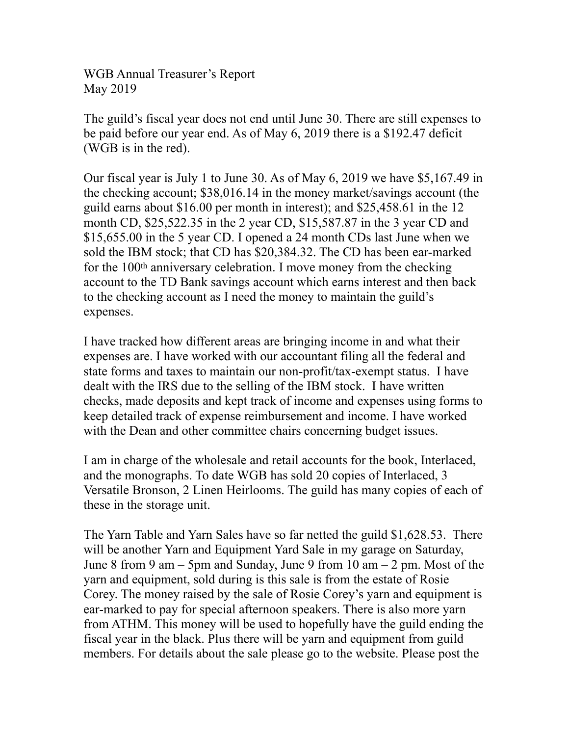WGB Annual Treasurer's Report
May 2019

The guild's fiscal year does not end until June 30. There are still expenses to be paid before our year end. As of May 6, 2019 there is a $192.47 deficit (WGB is in the red).

Our fiscal year is July 1 to June 30. As of May 6, 2019 we have $5,167.49 in the checking account; $38,016.14 in the money market/savings account (the guild earns about $16.00 per month in interest); and $25,458.61 in the 12 month CD, $25,522.35 in the 2 year CD, $15,587.87 in the 3 year CD and $15,655.00 in the 5 year CD. I opened a 24 month CDs last June when we sold the IBM stock; that CD has $20,384.32. The CD has been ear-marked for the 100th anniversary celebration. I move money from the checking account to the TD Bank savings account which earns interest and then back to the checking account as I need the money to maintain the guild's expenses.

I have tracked how different areas are bringing income in and what their expenses are. I have worked with our accountant filing all the federal and state forms and taxes to maintain our non-profit/tax-exempt status. I have dealt with the IRS due to the selling of the IBM stock. I have written checks, made deposits and kept track of income and expenses using forms to keep detailed track of expense reimbursement and income. I have worked with the Dean and other committee chairs concerning budget issues.

I am in charge of the wholesale and retail accounts for the book, Interlaced, and the monographs. To date WGB has sold 20 copies of Interlaced, 3 Versatile Bronson, 2 Linen Heirlooms. The guild has many copies of each of these in the storage unit.

The Yarn Table and Yarn Sales have so far netted the guild $1,628.53. There will be another Yarn and Equipment Yard Sale in my garage on Saturday, June 8 from 9 am – 5pm and Sunday, June 9 from 10 am – 2 pm. Most of the yarn and equipment, sold during is this sale is from the estate of Rosie Corey. The money raised by the sale of Rosie Corey's yarn and equipment is ear-marked to pay for special afternoon speakers. There is also more yarn from ATHM. This money will be used to hopefully have the guild ending the fiscal year in the black. Plus there will be yarn and equipment from guild members. For details about the sale please go to the website. Please post the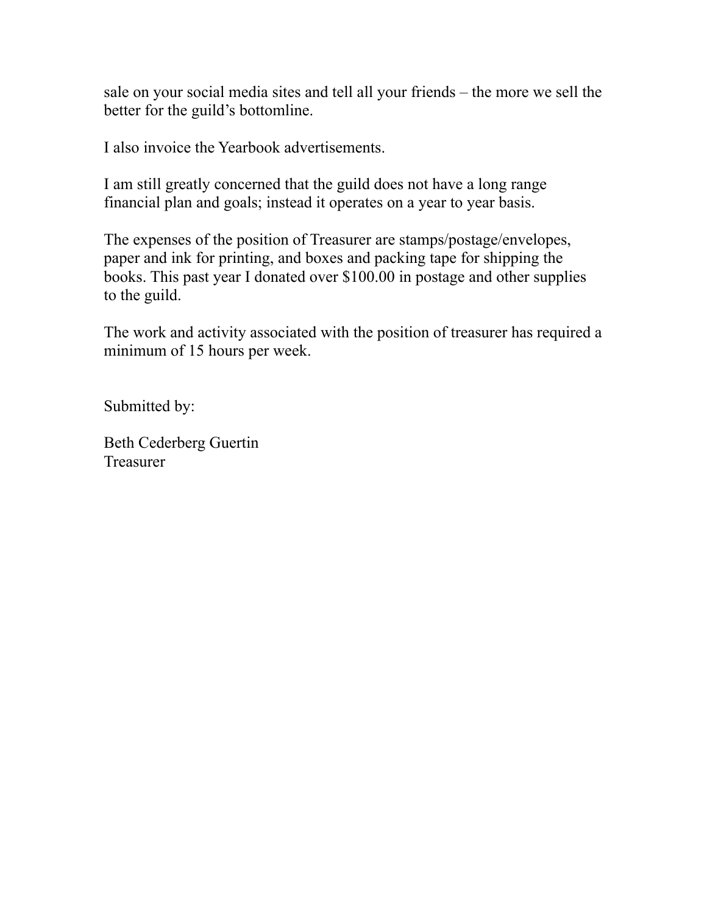sale on your social media sites and tell all your friends – the more we sell the better for the guild's bottomline.

I also invoice the Yearbook advertisements.

I am still greatly concerned that the guild does not have a long range financial plan and goals; instead it operates on a year to year basis.

The expenses of the position of Treasurer are stamps/postage/envelopes, paper and ink for printing, and boxes and packing tape for shipping the books. This past year I donated over $100.00 in postage and other supplies to the guild.

The work and activity associated with the position of treasurer has required a minimum of 15 hours per week.

Submitted by:

Beth Cederberg Guertin  
Treasurer